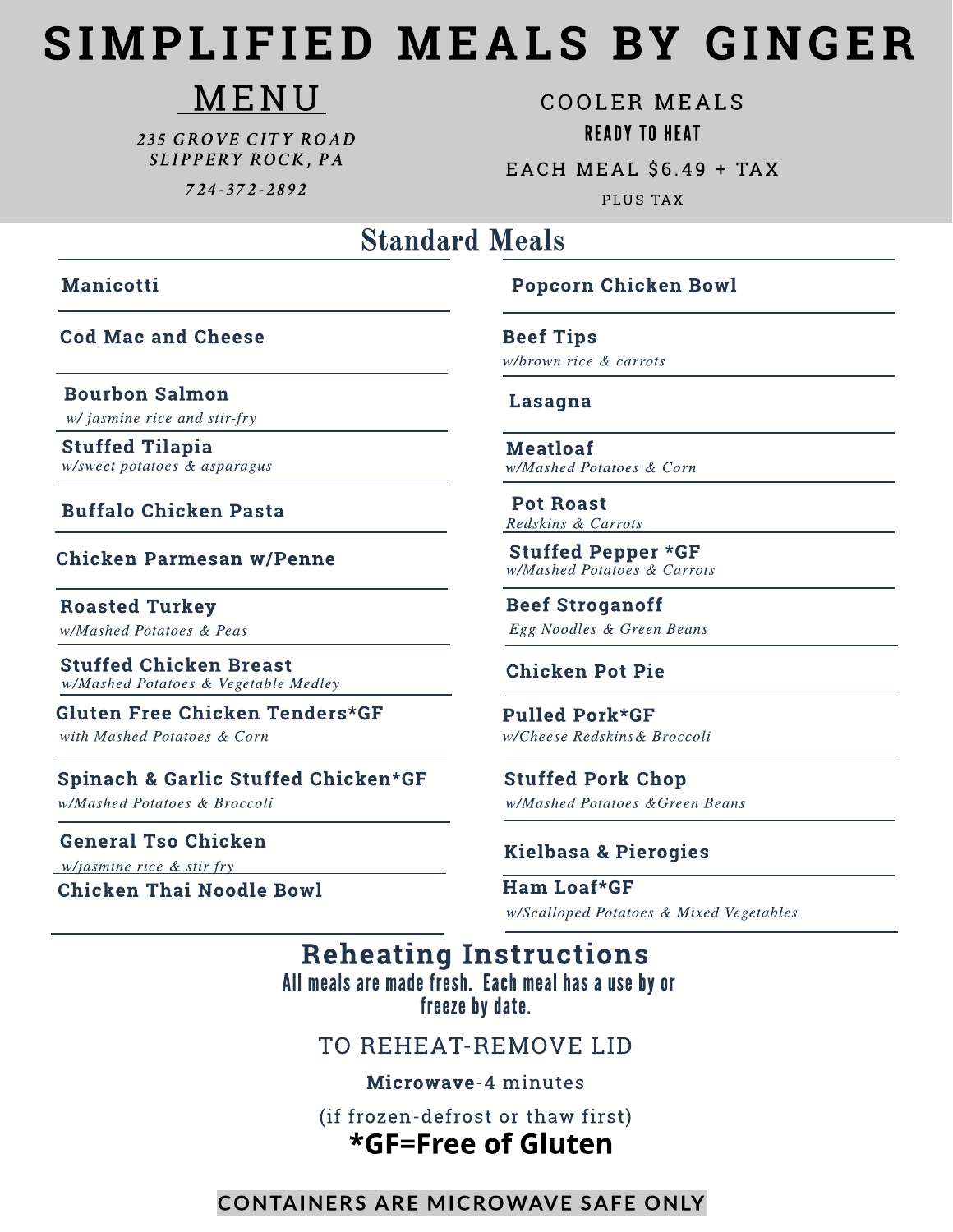# SIMPLIFIED MEALS BY GINGER

## MENU

*235 GROVE CITY ROAD*
*SLIPPERY ROCK, PA*

*724-372-2892*

COOLER MEALS

**READY TO HEAT**

EACH MEAL $6.49 + TAX

PLUS TAX

## Standard Meals

**Manicotti**

**Cod Mac and Cheese**

**Bourbon Salmon**
*w/ jasmine rice and stir-fry*

**Stuffed Tilapia**
*w/sweet potatoes & asparagus*

**Buffalo Chicken Pasta**

**Chicken Parmesan w/Penne**

**Roasted Turkey**
*w/Mashed Potatoes & Peas*

**Stuffed Chicken Breast**
*w/Mashed Potatoes & Vegetable Medley*

**Gluten Free Chicken Tenders*GF**
*with Mashed Potatoes & Corn*

**Spinach & Garlic Stuffed Chicken*GF**
*w/Mashed Potatoes & Broccoli*

**General Tso Chicken**
*w/jasmine rice & stir fry*

**Chicken Thai Noodle Bowl**

**Popcorn Chicken Bowl**

**Beef Tips**
*w/brown rice & carrots*

**Lasagna**

**Meatloaf**
*w/Mashed Potatoes & Corn*

**Pot Roast**
*Redskins & Carrots*

**Stuffed Pepper *GF**
*w/Mashed Potatoes & Carrots*

**Beef Stroganoff**
*Egg Noodles & Green Beans*

**Chicken Pot Pie**

**Pulled Pork*GF**
*w/Cheese Redskins& Broccoli*

**Stuffed Pork Chop**
*w/Mashed Potatoes &Green Beans*

**Kielbasa & Pierogies**

**Ham Loaf*GF**
*w/Scalloped Potatoes & Mixed Vegetables*

## Reheating Instructions

All meals are made fresh. Each meal has a use by or freeze by date.

TO REHEAT-REMOVE LID

**Microwave**-4 minutes

(if frozen-defrost or thaw first)

***GF=Free of Gluten**

**CONTAINERS ARE MICROWAVE SAFE ONLY**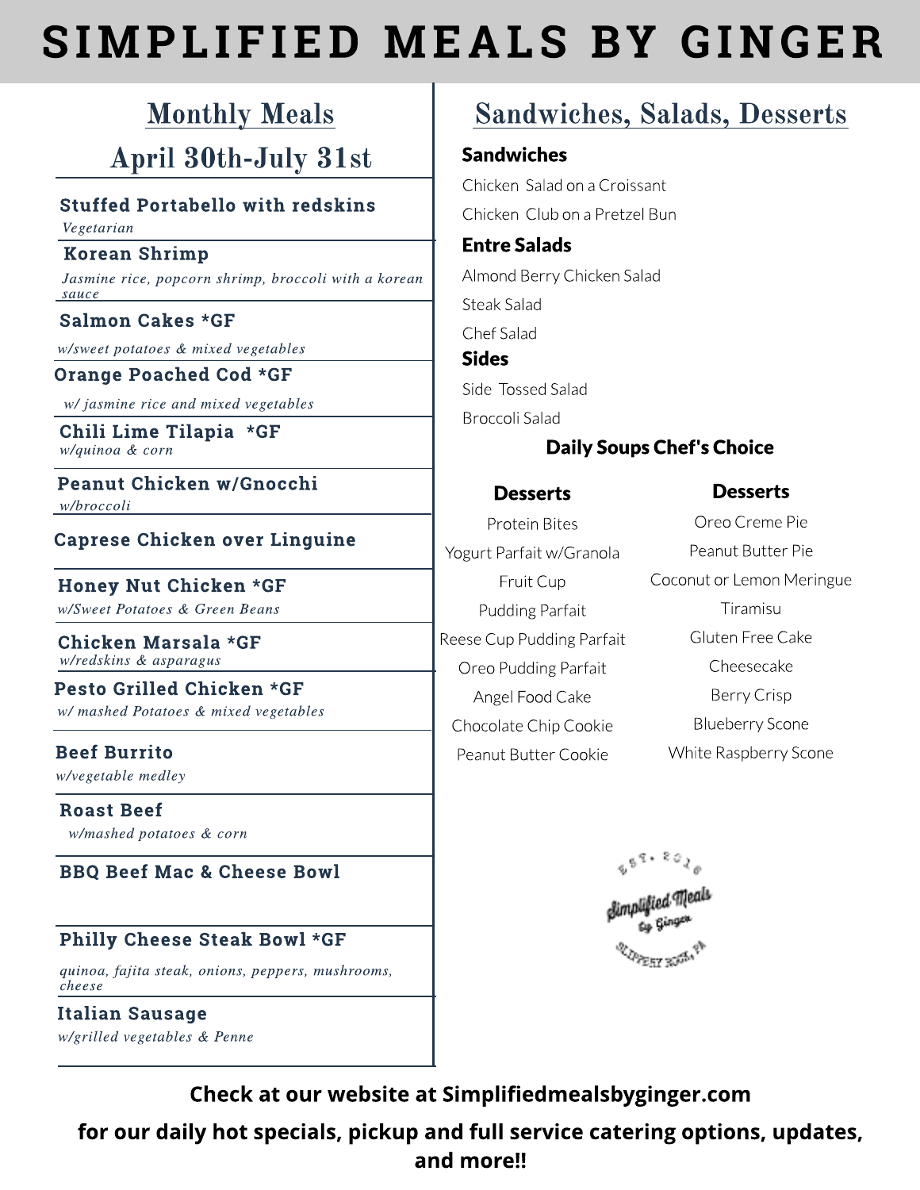# SIMPLIFIED MEALS BY GINGER

## Monthly Meals

## April 30th-July 31st

**Stuffed Portabello with redskins**
*Vegetarian*

**Korean Shrimp**
*Jasmine rice, popcorn shrimp, broccoli with a korean sauce*

**Salmon Cakes *GF**
*w/sweet potatoes & mixed vegetables*

**Orange Poached Cod *GF**
*w/ jasmine rice and mixed vegetables*

**Chili Lime Tilapia *GF**
*w/quinoa & corn*

**Peanut Chicken w/Gnocchi**
*w/broccoli*

**Caprese Chicken over Linguine**

**Honey Nut Chicken *GF**
*w/Sweet Potatoes & Green Beans*

**Chicken Marsala *GF**
*w/redskins & asparagus*

**Pesto Grilled Chicken *GF**
*w/ mashed Potatoes & mixed vegetables*

**Beef Burrito**
*w/vegetable medley*

**Roast Beef**
*w/mashed potatoes & corn*

**BBQ Beef Mac & Cheese Bowl**

**Philly Cheese Steak Bowl *GF**
*quinoa, fajita steak, onions, peppers, mushrooms, cheese*

**Italian Sausage**
*w/grilled vegetables & Penne*

## Sandwiches, Salads, Desserts

### Sandwiches

Chicken Salad on a Croissant

Chicken Club on a Pretzel Bun

### Entre Salads

Almond Berry Chicken Salad

Steak Salad

Chef Salad

### Sides

Side Tossed Salad

Broccoli Salad

### Daily Soups Chef's Choice

### Desserts

Protein Bites

Yogurt Parfait w/Granola

Fruit Cup

Pudding Parfait

Reese Cup Pudding Parfait

Oreo Pudding Parfait

Angel Food Cake

Chocolate Chip Cookie

Peanut Butter Cookie

### Desserts

Oreo Creme Pie

Peanut Butter Pie

Coconut or Lemon Meringue

Tiramisu

Gluten Free Cake

Cheesecake

Berry Crisp

Blueberry Scone

White Raspberry Scone

EST. 2016
Simplified Meals by Ginger
SLIPPERY ROCK, PA

**Check at our website at Simplifiedmealsbyginger.com**

**for our daily hot specials, pickup and full service catering options, updates, and more!!**